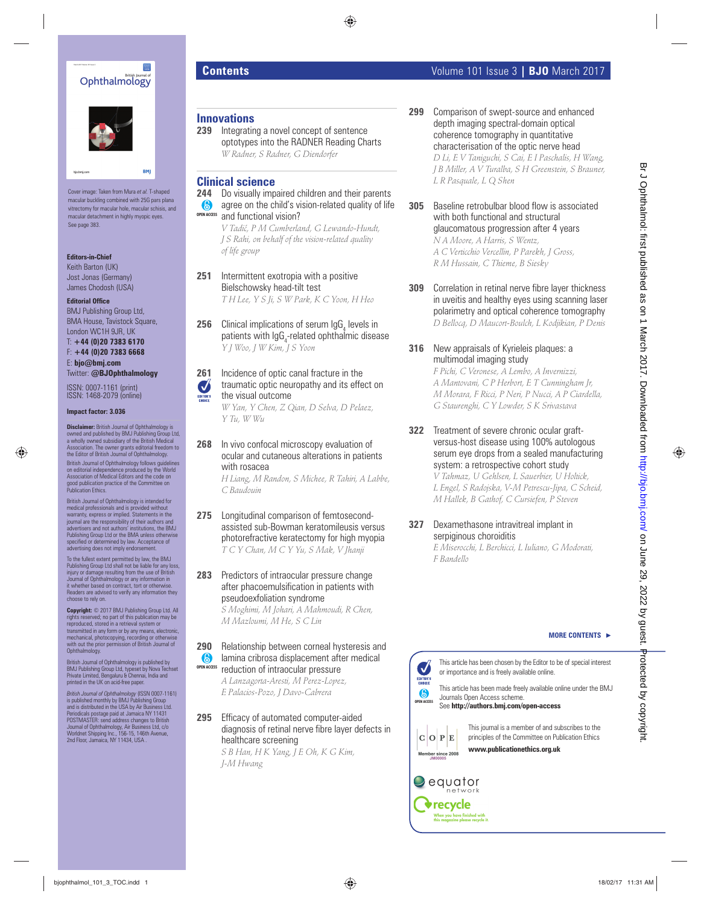Cover image: Taken from Mura *et al.* T-shaped macular buckling combined with 25G pars plana vitrectomy for macular hole, macular schisis, and macular detachment in highly myopic eyes. See page 383.

**Editors-in-Chief**
Keith Barton (UK)
Jost Jonas (Germany)
James Chodosh (USA)

**Editorial Office**
BMJ Publishing Group Ltd,
BMA House, Tavistock Square,
London WC1H 9JR, UK
T: **+44 (0)20 7383 6170**
F: **+44 (0)20 7383 6668**
E: **bjo@bmj.com**
Twitter: **@BJOphthalmology**

ISSN: 0007-1161 (print)
ISSN: 1468-2079 (online)

**Impact factor: 3.036**

**Disclaimer:** British Journal of Ophthalmology is owned and published by BMJ Publishing Group Ltd, a wholly owned subsidiary of the British Medical Association. The owner grants editorial freedom to the Editor of British Journal of Ophthalmology.

British Journal of Ophthalmology follows guidelines on editorial independence produced by the World Association of Medical Editors and the code on good publication practice of the Committee on Publication Ethics.

British Journal of Ophthalmology is intended for medical professionals and is provided without warranty, express or implied. Statements in the journal are the responsibility of their authors and advertisers and not authors' institutions, the BMJ Publishing Group Ltd or the BMA unless otherwise specified or determined by law. Acceptance of advertising does not imply endorsement.

To the fullest extent permitted by law, the BMJ Publishing Group Ltd shall not be liable for any loss, injury or damage resulting from the use of British Journal of Ophthalmology or any information in it whether based on contract, tort or otherwise. Readers are advised to verify any information they choose to rely on.

**Copyright:** © 2017 BMJ Publishing Group Ltd. All rights reserved; no part of this publication may be reproduced, stored in a retrieval system or transmitted in any form or by any means, electronic, mechanical, photocopying, recording or otherwise without the prior permission of British Journal of Ophthalmology.

British Journal of Ophthalmology is published by BMJ Publishing Group Ltd, typeset by Nova Techset Private Limited, Bengaluru & Chennai, India and printed in the UK on acid-free paper.

*British Journal of Ophthalmology* (ISSN 0007-1161) is published monthly by BMJ Publishing Group and is distributed in the USA by Air Business Ltd. Periodicals postage paid at Jamaica NY 11431 POSTMASTER: send address changes to British Journal of Ophthalmology, Air Business Ltd, c/o Worldnet Shipping Inc., 156-15, 146th Avenue, 2nd Floor, Jamaica, NY 11434, USA.

# Contents

Volume 101 Issue 3 | **BJO** March 2017

## Innovations

**239** Integrating a novel concept of sentence optotypes into the RADNER Reading Charts
*W Radner, S Radner, G Diendorfer*

## Clinical science

**244** (OPEN ACCESS) Do visually impaired children and their parents agree on the child's vision-related quality of life and functional vision?
*V Tadić, P M Cumberland, G Lewando-Hundt, J S Rahi, on behalf of the vision-related quality of life group*

**251** Intermittent exotropia with a positive Bielschowsky head-tilt test
*T H Lee, Y S Ji, S W Park, K C Yoon, H Heo*

**256** Clinical implications of serum $IgG_4$ levels in patients with $IgG_4$-related ophthalmic disease
*Y J Woo, J W Kim, J S Yoon*

**261** (EDITOR'S CHOICE) Incidence of optic canal fracture in the traumatic optic neuropathy and its effect on the visual outcome
*W Yan, Y Chen, Z Qian, D Selva, D Pelaez, Y Tu, W Wu*

**268** In vivo confocal microscopy evaluation of ocular and cutaneous alterations in patients with rosacea
*H Liang, M Randon, S Michee, R Tahiri, A Labbe, C Baudouin*

**275** Longitudinal comparison of femtosecond-assisted sub-Bowman keratomileusis versus photorefractive keratectomy for high myopia
*T C Y Chan, M C Y Yu, S Mak, V Jhanji*

**283** Predictors of intraocular pressure change after phacoemulsification in patients with pseudoexfoliation syndrome
*S Moghimi, M Johari, A Mahmoudi, R Chen, M Mazloumi, M He, S C Lin*

**290** (OPEN ACCESS) Relationship between corneal hysteresis and lamina cribrosa displacement after medical reduction of intraocular pressure
*A Lanzagorta-Aresti, M Perez-Lopez, E Palacios-Pozo, J Davo-Cabrera*

**295** Efficacy of automated computer-aided diagnosis of retinal nerve fibre layer defects in healthcare screening
*S B Han, H K Yang, J E Oh, K G Kim, J-M Hwang*

**299** Comparison of swept-source and enhanced depth imaging spectral-domain optical coherence tomography in quantitative characterisation of the optic nerve head
*D Li, E V Taniguchi, S Cai, E I Paschalis, H Wang, J B Miller, A V Turalba, S H Greenstein, S Brauner, L R Pasquale, L Q Shen*

**305** Baseline retrobulbar blood flow is associated with both functional and structural glaucomatous progression after 4 years
*N A Moore, A Harris, S Wentz, A C Verticchio Vercellin, P Parekh, J Gross, R M Hussain, C Thieme, B Siesky*

**309** Correlation in retinal nerve fibre layer thickness in uveitis and healthy eyes using scanning laser polarimetry and optical coherence tomography
*D Bellocq, D Maucort-Boulch, L Kodjikian, P Denis*

**316** New appraisals of Kyrieleis plaques: a multimodal imaging study
*F Pichi, C Veronese, A Lembo, A Invernizzi, A Mantovani, C P Herbort, E T Cunningham Jr, M Morara, F Ricci, P Neri, P Nucci, A P Ciardella, G Staurenghi, C Y Lowder, S K Srivastava*

**322** Treatment of severe chronic ocular graft-versus-host disease using 100% autologous serum eye drops from a sealed manufacturing system: a retrospective cohort study
*V Tahmaz, U Gehlsen, L Sauerbier, U Holtick, L Engel, S Radojska, V-M Petrescu-Jipa, C Scheid, M Hallek, B Gathof, C Cursiefen, P Steven*

**327** Dexamethasone intravitreal implant in serpiginous choroiditis
*E Miserocchi, L Berchicci, L Iuliano, G Modorati, F Bandello*

**MORE CONTENTS ►**

EDITOR'S CHOICE: This article has been chosen by the Editor to be of special interest or importance and is freely available online.

OPEN ACCESS: This article has been made freely available online under the BMJ Journals Open Access scheme.
See **http://authors.bmj.com/open-access**

COPE — Member since 2008 JM00005: This journal is a member of and subscribes to the principles of the Committee on Publication Ethics
**www.publicationethics.org.uk**

equator network

recycle — When you have finished with this magazine please recycle it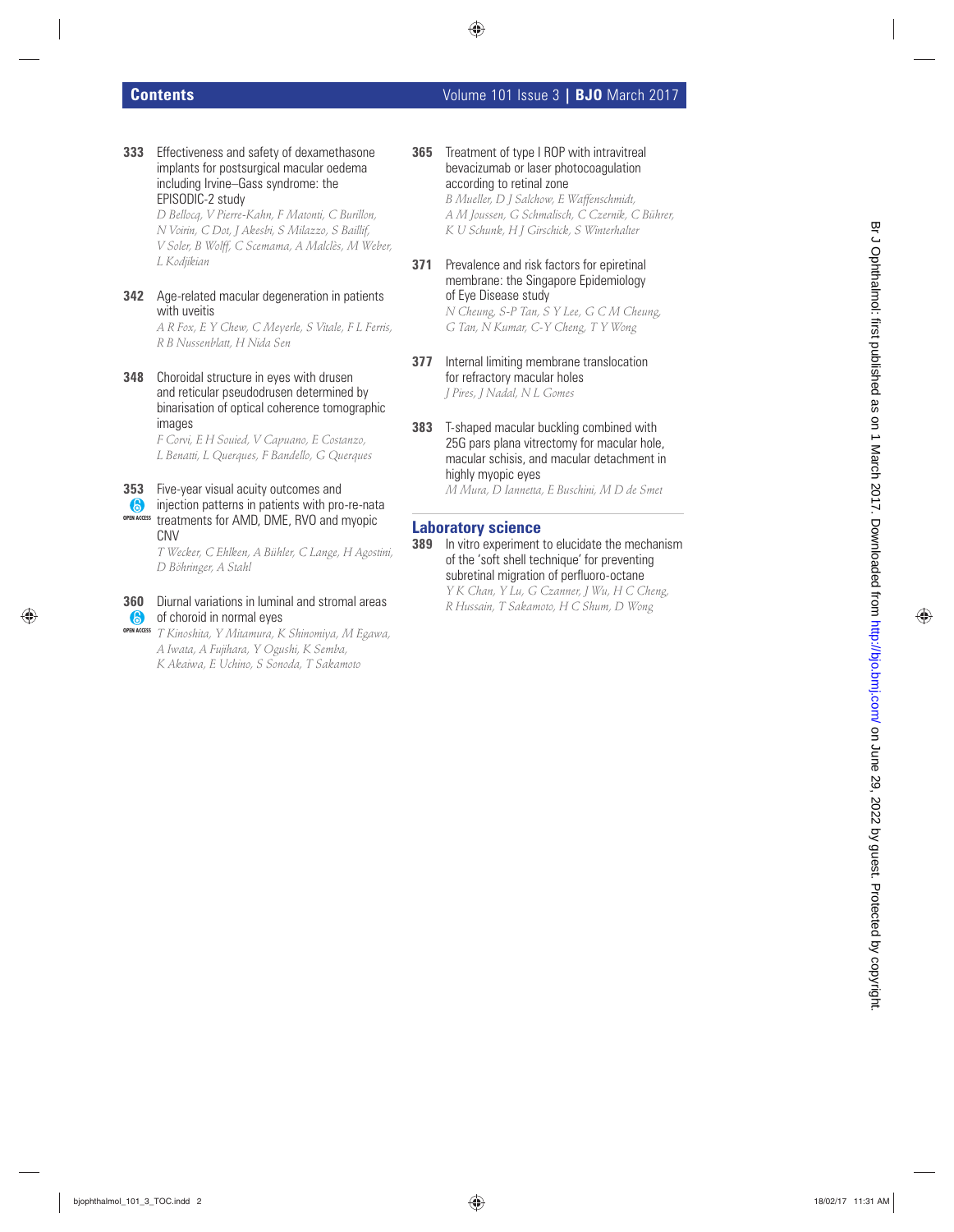## Contents

**333** Effectiveness and safety of dexamethasone implants for postsurgical macular oedema including Irvine–Gass syndrome: the EPISODIC-2 study
*D Bellocq, V Pierre-Kahn, F Matonti, C Burillon, N Voirin, C Dot, J Akesbi, S Milazzo, S Baillif, V Soler, B Wolff, C Scemama, A Malclès, M Weber, L Kodjikian*

**342** Age-related macular degeneration in patients with uveitis
*A R Fox, E Y Chew, C Meyerle, S Vitale, F L Ferris, R B Nussenblatt, H Nida Sen*

**348** Choroidal structure in eyes with drusen and reticular pseudodrusen determined by binarisation of optical coherence tomographic images
*F Corvi, E H Souied, V Capuano, E Costanzo, L Benatti, L Querques, F Bandello, G Querques*

**353** Five-year visual acuity outcomes and injection patterns in patients with pro-re-nata treatments for AMD, DME, RVO and myopic CNV
OPEN ACCESS
*T Wecker, C Ehlken, A Bühler, C Lange, H Agostini, D Böhringer, A Stahl*

**360** Diurnal variations in luminal and stromal areas of choroid in normal eyes
OPEN ACCESS
*T Kinoshita, Y Mitamura, K Shinomiya, M Egawa, A Iwata, A Fujihara, Y Ogushi, K Semba, K Akaiwa, E Uchino, S Sonoda, T Sakamoto*

**365** Treatment of type I ROP with intravitreal bevacizumab or laser photocoagulation according to retinal zone
*B Mueller, D J Salchow, E Waffenschmidt, A M Joussen, G Schmalisch, C Czernik, C Bührer, K U Schunk, H J Girschick, S Winterhalter*

**371** Prevalence and risk factors for epiretinal membrane: the Singapore Epidemiology of Eye Disease study
*N Cheung, S-P Tan, S Y Lee, G C M Cheung, G Tan, N Kumar, C-Y Cheng, T Y Wong*

**377** Internal limiting membrane translocation for refractory macular holes
*J Pires, J Nadal, N L Gomes*

**383** T-shaped macular buckling combined with 25G pars plana vitrectomy for macular hole, macular schisis, and macular detachment in highly myopic eyes
*M Mura, D Iannetta, E Buschini, M D de Smet*

### Laboratory science

**389** In vitro experiment to elucidate the mechanism of the 'soft shell technique' for preventing subretinal migration of perfluoro-octane
*Y K Chan, Y Lu, G Czanner, J Wu, H C Cheng, R Hussain, T Sakamoto, H C Shum, D Wong*